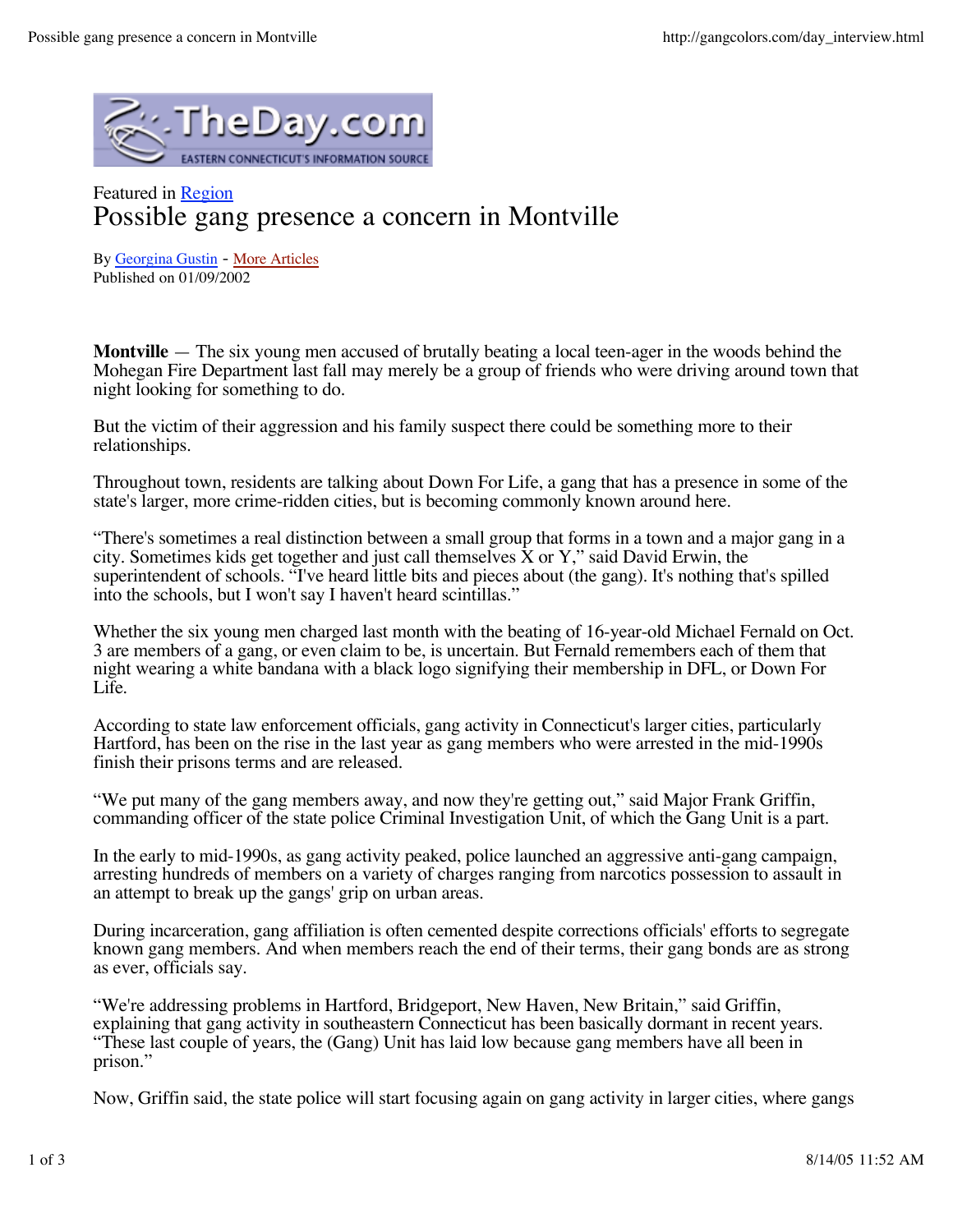TheDay.com
EASTERN CONNECTICUT'S INFORMATION SOURCE

Featured in Region

# Possible gang presence a concern in Montville

By Georgina Gustin - More Articles
Published on 01/09/2002

**Montville** — The six young men accused of brutally beating a local teen-ager in the woods behind the Mohegan Fire Department last fall may merely be a group of friends who were driving around town that night looking for something to do.

But the victim of their aggression and his family suspect there could be something more to their relationships.

Throughout town, residents are talking about Down For Life, a gang that has a presence in some of the state's larger, more crime-ridden cities, but is becoming commonly known around here.

"There's sometimes a real distinction between a small group that forms in a town and a major gang in a city. Sometimes kids get together and just call themselves X or Y," said David Erwin, the superintendent of schools. "I've heard little bits and pieces about (the gang). It's nothing that's spilled into the schools, but I won't say I haven't heard scintillas."

Whether the six young men charged last month with the beating of 16-year-old Michael Fernald on Oct. 3 are members of a gang, or even claim to be, is uncertain. But Fernald remembers each of them that night wearing a white bandana with a black logo signifying their membership in DFL, or Down For Life.

According to state law enforcement officials, gang activity in Connecticut's larger cities, particularly Hartford, has been on the rise in the last year as gang members who were arrested in the mid-1990s finish their prisons terms and are released.

"We put many of the gang members away, and now they're getting out," said Major Frank Griffin, commanding officer of the state police Criminal Investigation Unit, of which the Gang Unit is a part.

In the early to mid-1990s, as gang activity peaked, police launched an aggressive anti-gang campaign, arresting hundreds of members on a variety of charges ranging from narcotics possession to assault in an attempt to break up the gangs' grip on urban areas.

During incarceration, gang affiliation is often cemented despite corrections officials' efforts to segregate known gang members. And when members reach the end of their terms, their gang bonds are as strong as ever, officials say.

"We're addressing problems in Hartford, Bridgeport, New Haven, New Britain," said Griffin, explaining that gang activity in southeastern Connecticut has been basically dormant in recent years. "These last couple of years, the (Gang) Unit has laid low because gang members have all been in prison."

Now, Griffin said, the state police will start focusing again on gang activity in larger cities, where gangs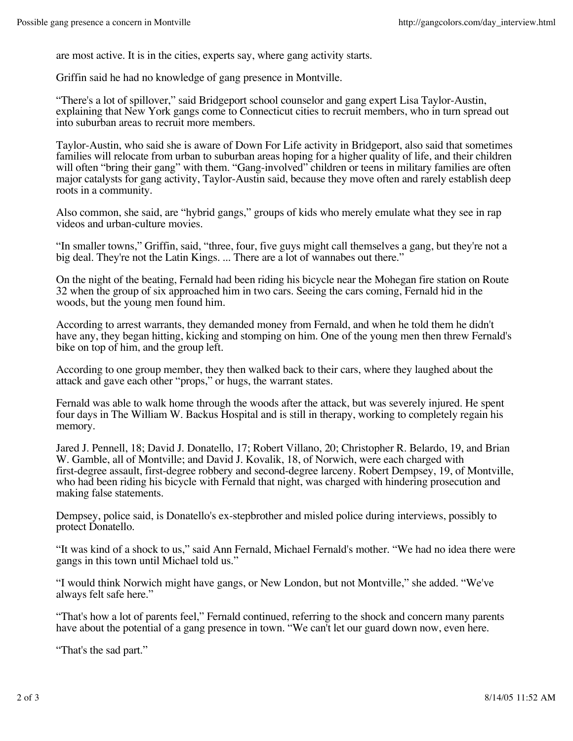are most active. It is in the cities, experts say, where gang activity starts.

Griffin said he had no knowledge of gang presence in Montville.

“There's a lot of spillover,” said Bridgeport school counselor and gang expert Lisa Taylor-Austin, explaining that New York gangs come to Connecticut cities to recruit members, who in turn spread out into suburban areas to recruit more members.

Taylor-Austin, who said she is aware of Down For Life activity in Bridgeport, also said that sometimes families will relocate from urban to suburban areas hoping for a higher quality of life, and their children will often “bring their gang” with them. “Gang-involved” children or teens in military families are often major catalysts for gang activity, Taylor-Austin said, because they move often and rarely establish deep roots in a community.

Also common, she said, are “hybrid gangs,” groups of kids who merely emulate what they see in rap videos and urban-culture movies.

“In smaller towns,” Griffin, said, “three, four, five guys might call themselves a gang, but they're not a big deal. They're not the Latin Kings. ... There are a lot of wannabes out there.”

On the night of the beating, Fernald had been riding his bicycle near the Mohegan fire station on Route 32 when the group of six approached him in two cars. Seeing the cars coming, Fernald hid in the woods, but the young men found him.

According to arrest warrants, they demanded money from Fernald, and when he told them he didn't have any, they began hitting, kicking and stomping on him. One of the young men then threw Fernald's bike on top of him, and the group left.

According to one group member, they then walked back to their cars, where they laughed about the attack and gave each other “props,” or hugs, the warrant states.

Fernald was able to walk home through the woods after the attack, but was severely injured. He spent four days in The William W. Backus Hospital and is still in therapy, working to completely regain his memory.

Jared J. Pennell, 18; David J. Donatello, 17; Robert Villano, 20; Christopher R. Belardo, 19, and Brian W. Gamble, all of Montville; and David J. Kovalik, 18, of Norwich, were each charged with first-degree assault, first-degree robbery and second-degree larceny. Robert Dempsey, 19, of Montville, who had been riding his bicycle with Fernald that night, was charged with hindering prosecution and making false statements.

Dempsey, police said, is Donatello's ex-stepbrother and misled police during interviews, possibly to protect Donatello.

“It was kind of a shock to us,” said Ann Fernald, Michael Fernald's mother. “We had no idea there were gangs in this town until Michael told us.”

“I would think Norwich might have gangs, or New London, but not Montville,” she added. “We've always felt safe here.”

“That's how a lot of parents feel,” Fernald continued, referring to the shock and concern many parents have about the potential of a gang presence in town. “We can't let our guard down now, even here.

“That's the sad part.”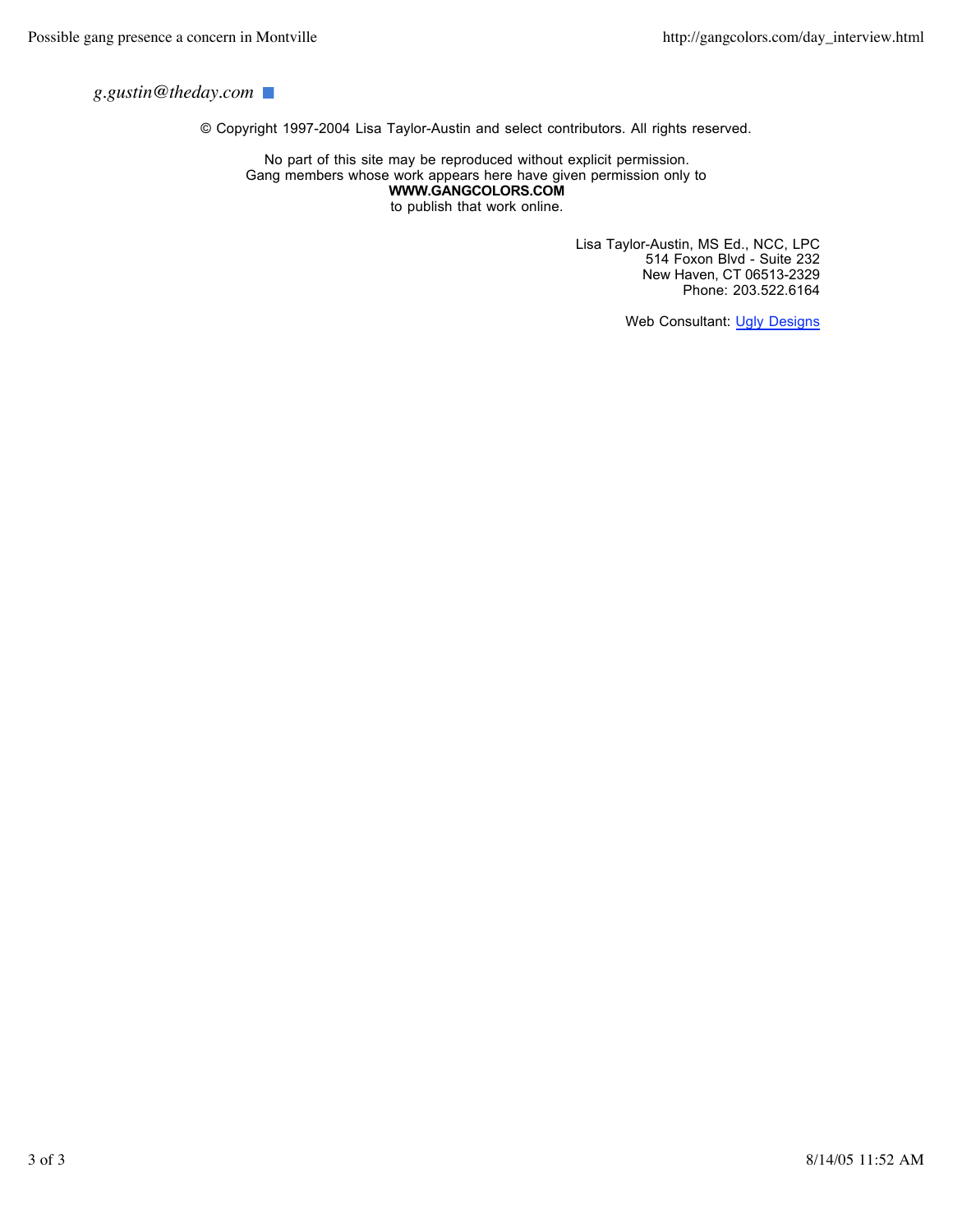*g.gustin@theday.com* ■

© Copyright 1997-2004 Lisa Taylor-Austin and select contributors. All rights reserved.

No part of this site may be reproduced without explicit permission.
Gang members whose work appears here have given permission only to
**WWW.GANGCOLORS.COM**
to publish that work online.

Lisa Taylor-Austin, MS Ed., NCC, LPC
514 Foxon Blvd - Suite 232
New Haven, CT 06513-2329
Phone: 203.522.6164

Web Consultant: Ugly Designs